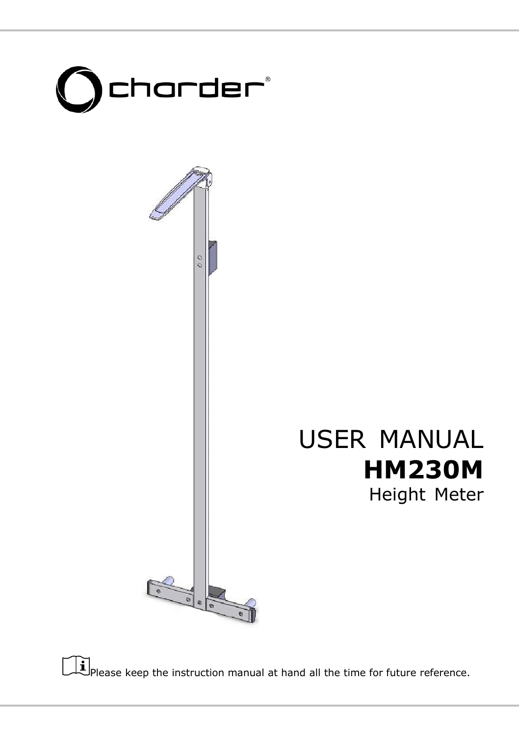charder®

# USER MANUAL

# **HM230M**

Height Meter

Please keep the instruction manual at hand all the time for future reference.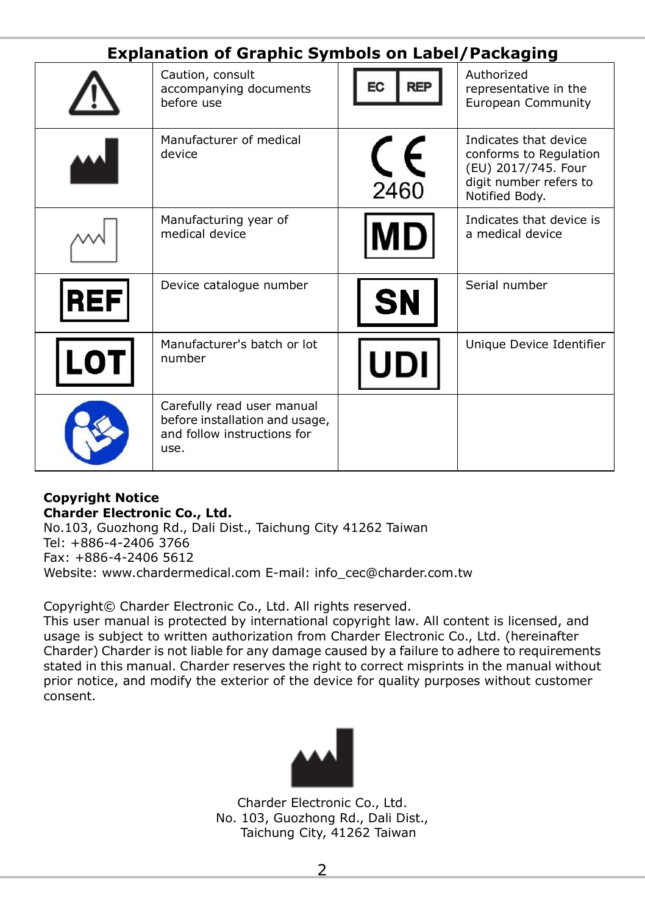## Explanation of Graphic Symbols on Label/Packaging

| Symbol | Description | Symbol | Description |
|---|---|---|---|
| ⚠ | Caution, consult accompanying documents before use | EC REP | Authorized representative in the European Community |
| | Manufacturer of medical device | CE 2460 | Indicates that device conforms to Regulation (EU) 2017/745. Four digit number refers to Notified Body. |
| | Manufacturing year of medical device | MD | Indicates that device is a medical device |
| REF | Device catalogue number | SN | Serial number |
| LOT | Manufacturer's batch or lot number | UDI | Unique Device Identifier |
| | Carefully read user manual before installation and usage, and follow instructions for use. | | |

**Copyright Notice**
**Charder Electronic Co., Ltd.**
No.103, Guozhong Rd., Dali Dist., Taichung City 41262 Taiwan
Tel: +886-4-2406 3766
Fax: +886-4-2406 5612
Website: www.chardermedical.com E-mail: info_cec@charder.com.tw

Copyright© Charder Electronic Co., Ltd. All rights reserved.
This user manual is protected by international copyright law. All content is licensed, and usage is subject to written authorization from Charder Electronic Co., Ltd. (hereinafter Charder) Charder is not liable for any damage caused by a failure to adhere to requirements stated in this manual. Charder reserves the right to correct misprints in the manual without prior notice, and modify the exterior of the device for quality purposes without customer consent.

Charder Electronic Co., Ltd.
No. 103, Guozhong Rd., Dali Dist.,
Taichung City, 41262 Taiwan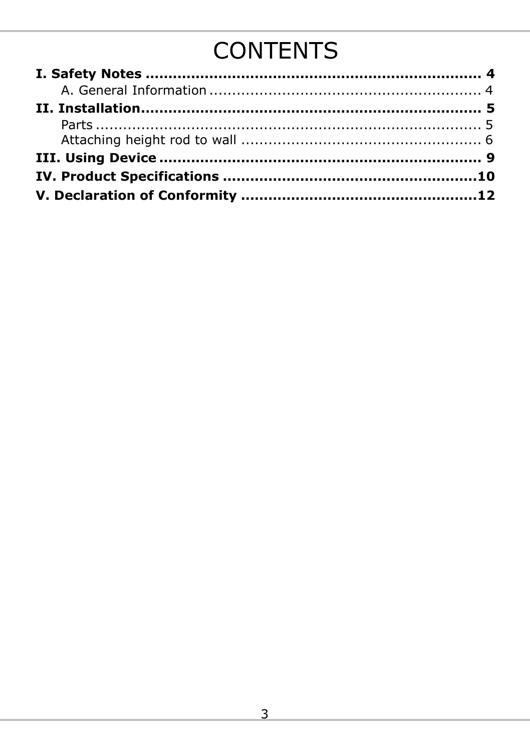# CONTENTS

**I. Safety Notes ........................................................................ 4**

- A. General Information ........................................................ 4

**II. Installation........................................................................ 5**

- Parts ..................................................................................... 5
- Attaching height rod to wall ................................................. 6

**III. Using Device ..................................................................... 9**

**IV. Product Specifications ....................................................10**

**V. Declaration of Conformity ................................................12**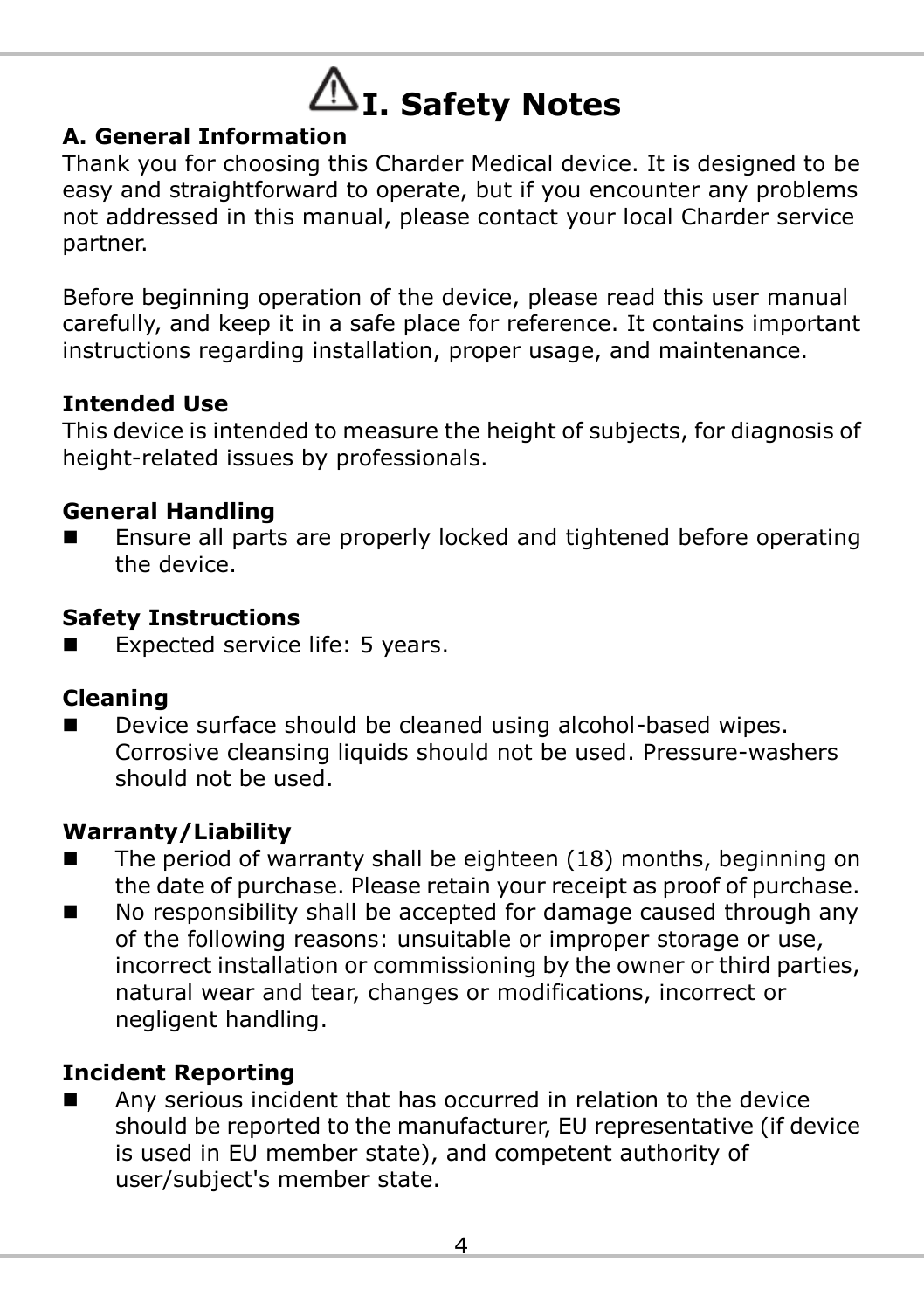# I. Safety Notes

## A. General Information

Thank you for choosing this Charder Medical device. It is designed to be easy and straightforward to operate, but if you encounter any problems not addressed in this manual, please contact your local Charder service partner.

Before beginning operation of the device, please read this user manual carefully, and keep it in a safe place for reference. It contains important instructions regarding installation, proper usage, and maintenance.

**Intended Use**

This device is intended to measure the height of subjects, for diagnosis of height-related issues by professionals.

**General Handling**

- Ensure all parts are properly locked and tightened before operating the device.

**Safety Instructions**

- Expected service life: 5 years.

**Cleaning**

- Device surface should be cleaned using alcohol-based wipes. Corrosive cleansing liquids should not be used. Pressure-washers should not be used.

**Warranty/Liability**

- The period of warranty shall be eighteen (18) months, beginning on the date of purchase. Please retain your receipt as proof of purchase.
- No responsibility shall be accepted for damage caused through any of the following reasons: unsuitable or improper storage or use, incorrect installation or commissioning by the owner or third parties, natural wear and tear, changes or modifications, incorrect or negligent handling.

**Incident Reporting**

- Any serious incident that has occurred in relation to the device should be reported to the manufacturer, EU representative (if device is used in EU member state), and competent authority of user/subject's member state.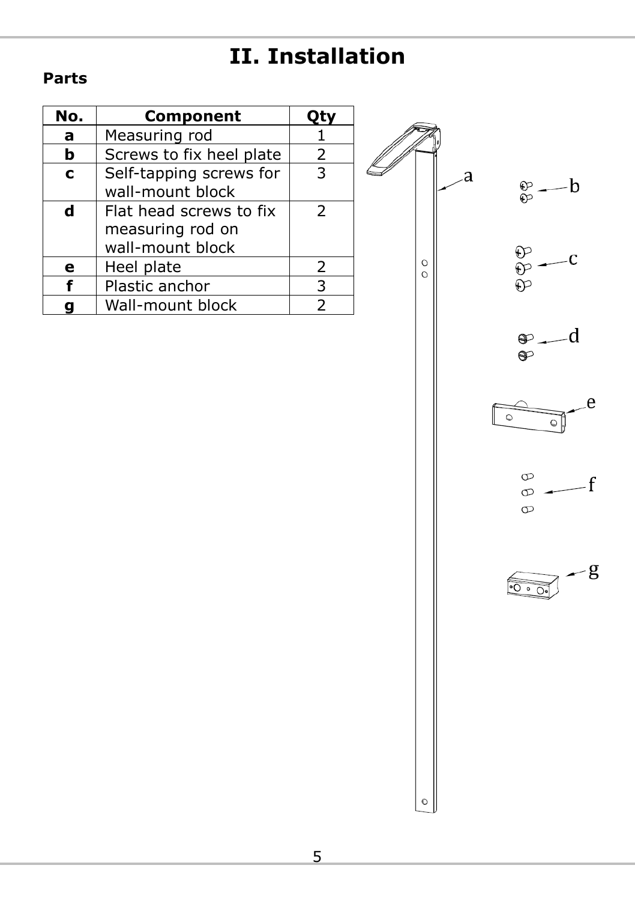# II. Installation

**Parts**

| No. | Component | Qty |
|---|---|---|
| **a** | Measuring rod | 1 |
| **b** | Screws to fix heel plate | 2 |
| **c** | Self-tapping screws for wall-mount block | 3 |
| **d** | Flat head screws to fix measuring rod on wall-mount block | 2 |
| **e** | Heel plate | 2 |
| **f** | Plastic anchor | 3 |
| **g** | Wall-mount block | 2 |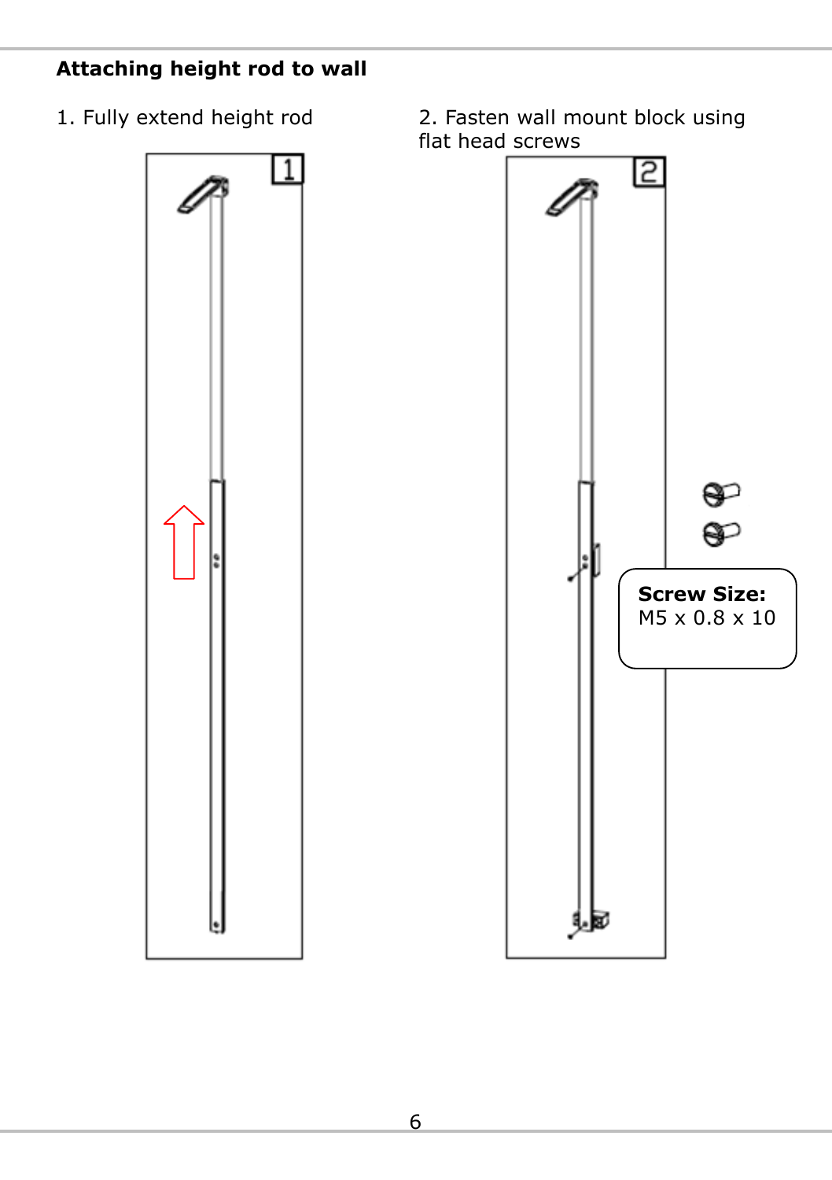## Attaching height rod to wall

1. Fully extend height rod

2. Fasten wall mount block using flat head screws

**Screw Size:**
M5 x 0.8 x 10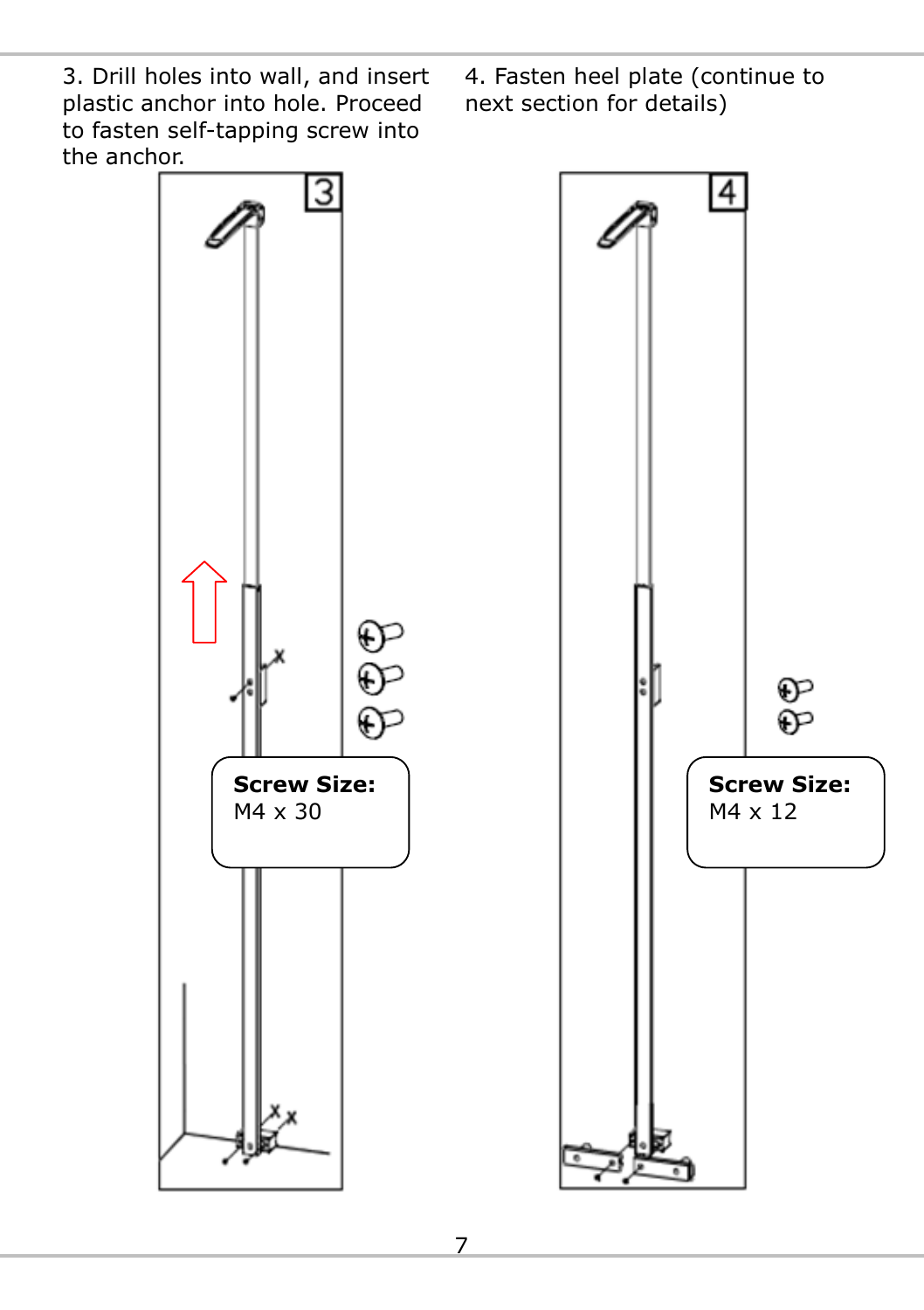3. Drill holes into wall, and insert plastic anchor into hole. Proceed to fasten self-tapping screw into the anchor.

3

**Screw Size:**
M4 x 30

4. Fasten heel plate (continue to next section for details)

4

**Screw Size:**
M4 x 12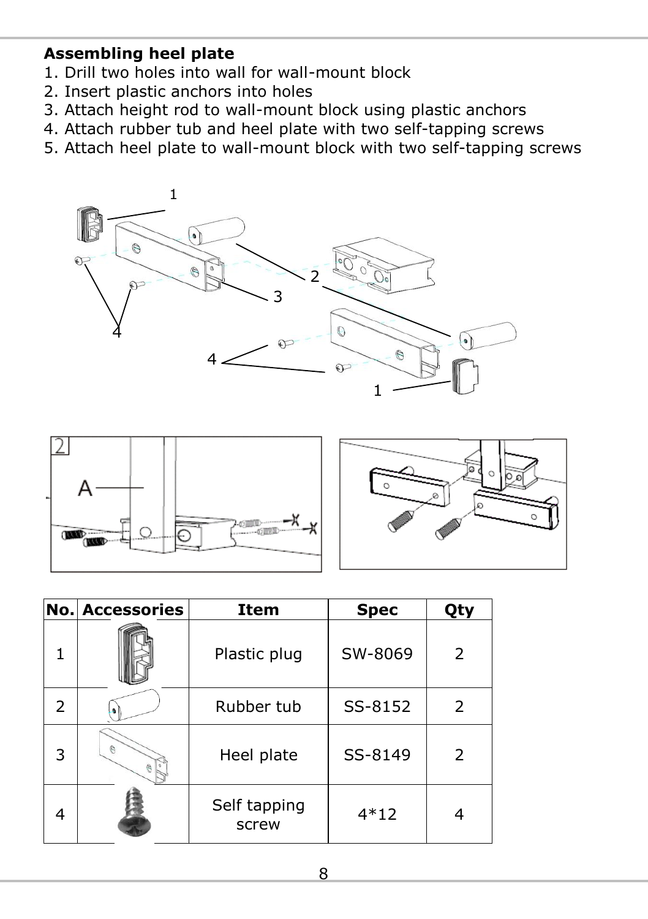**Assembling heel plate**

1. Drill two holes into wall for wall-mount block
2. Insert plastic anchors into holes
3. Attach height rod to wall-mount block using plastic anchors
4. Attach rubber tub and heel plate with two self-tapping screws
5. Attach heel plate to wall-mount block with two self-tapping screws

| No. | Accessories | Item | Spec | Qty |
|---|---|---|---|---|
| 1 | | Plastic plug | SW-8069 | 2 |
| 2 | | Rubber tub | SS-8152 | 2 |
| 3 | | Heel plate | SS-8149 | 2 |
| 4 | | Self tapping screw | 4*12 | 4 |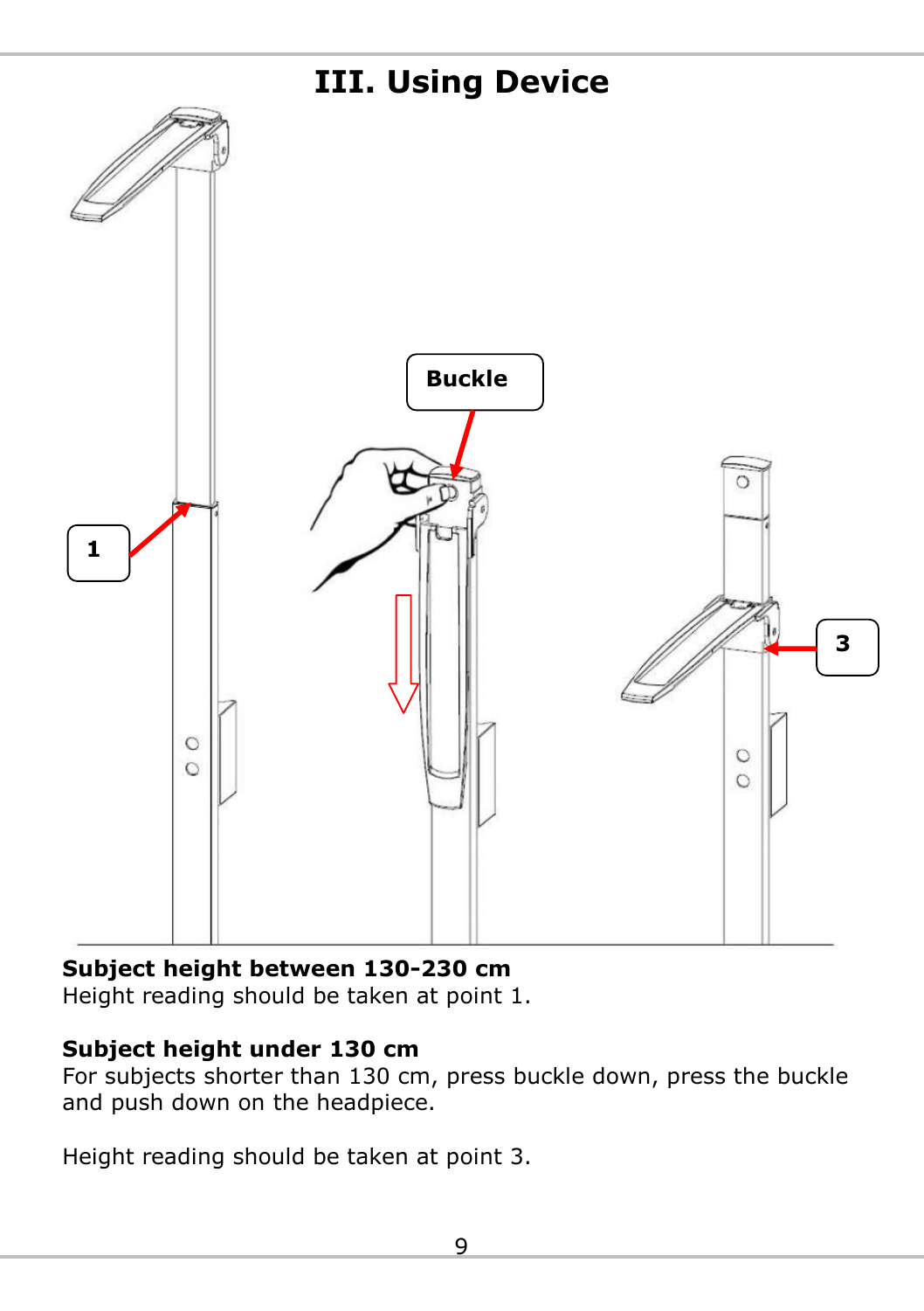# III. Using Device

**Subject height between 130-230 cm**
Height reading should be taken at point 1.

**Subject height under 130 cm**
For subjects shorter than 130 cm, press buckle down, press the buckle and push down on the headpiece.

Height reading should be taken at point 3.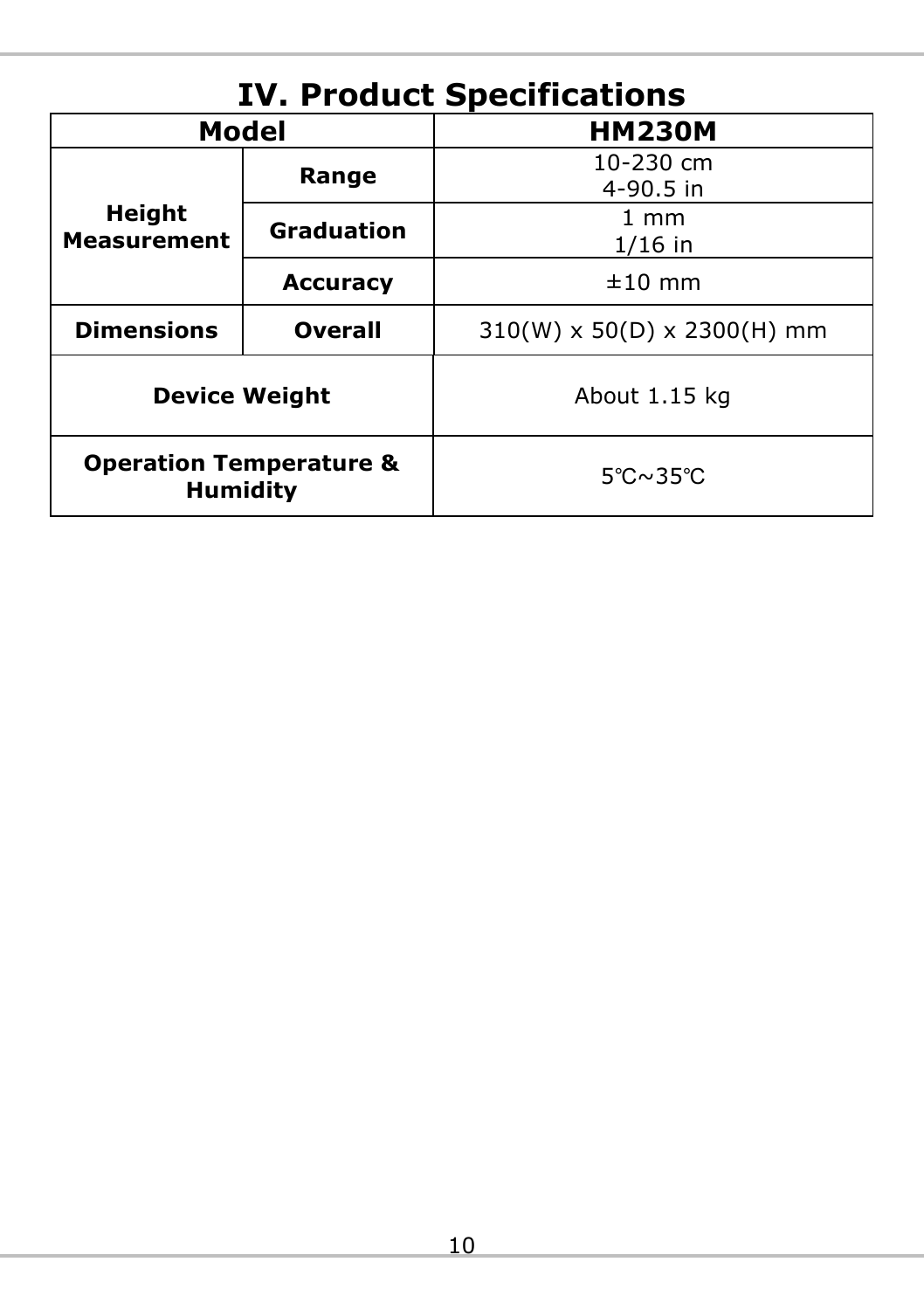# IV. Product Specifications

| Model | | HM230M |
|---|---|---|
| Height Measurement | Range | 10-230 cm<br>4-90.5 in |
| | Graduation | 1 mm<br>1/16 in |
| | Accuracy | ±10 mm |
| Dimensions | Overall | 310(W) x 50(D) x 2300(H) mm |
| Device Weight | | About 1.15 kg |
| Operation Temperature & Humidity | | 5℃~35℃ |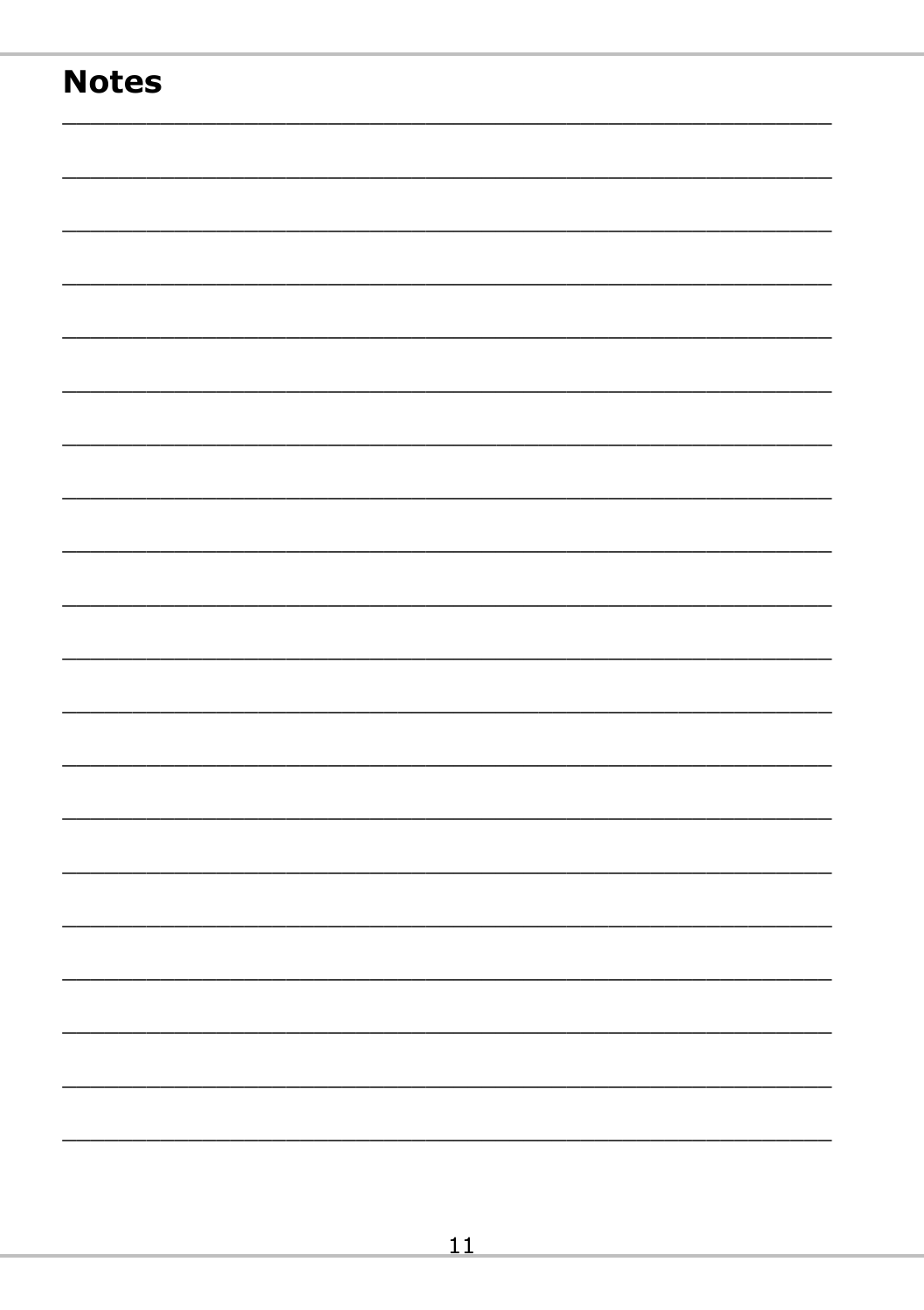# Notes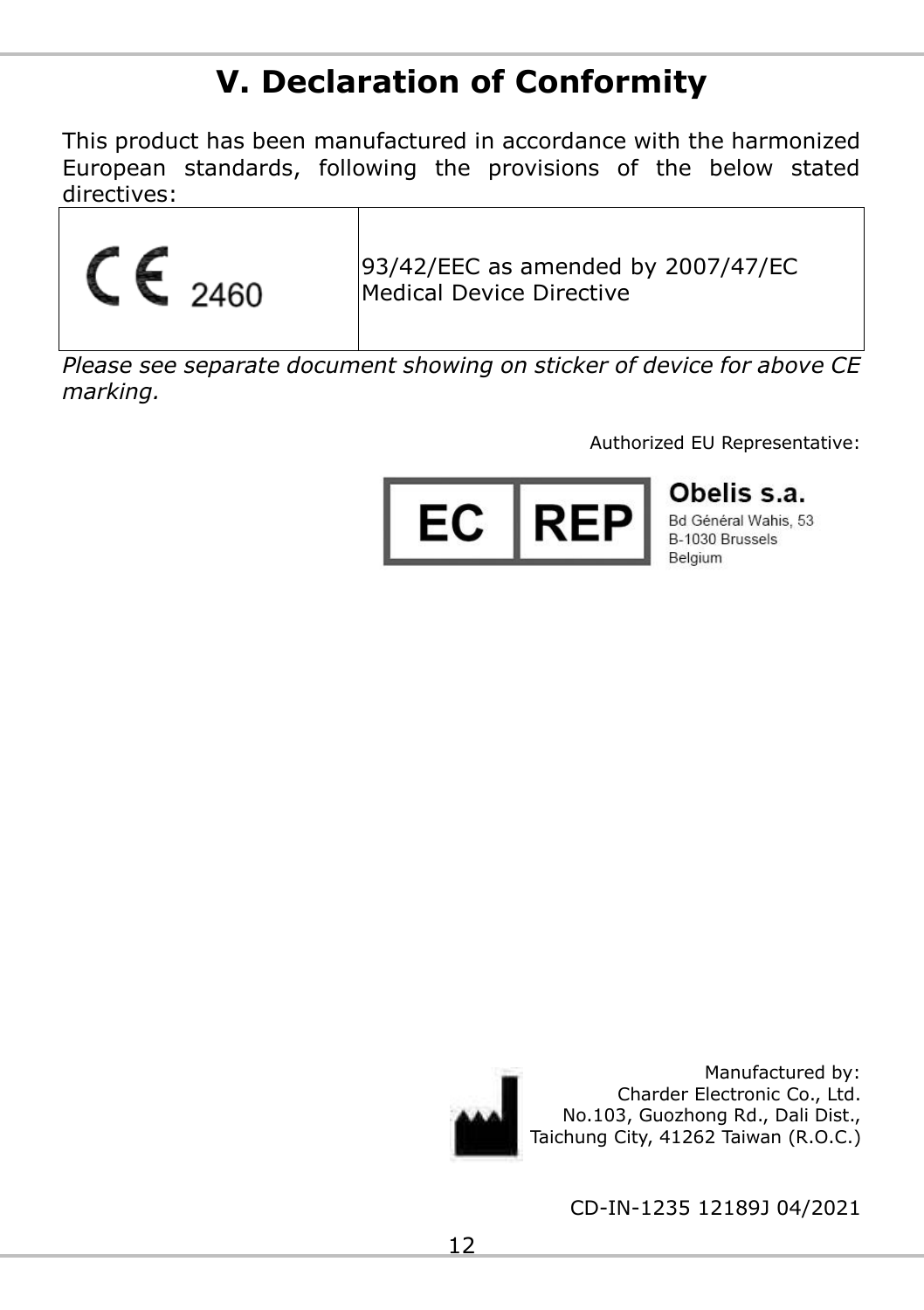# V. Declaration of Conformity

This product has been manufactured in accordance with the harmonized European standards, following the provisions of the below stated directives:

| | |
|---|---|
| CE 2460 | 93/42/EEC as amended by 2007/47/EC Medical Device Directive |

*Please see separate document showing on sticker of device for above CE marking.*

Authorized EU Representative:

EC REP

**Obelis s.a.**
Bd Général Wahis, 53
B-1030 Brussels
Belgium

Manufactured by:
Charder Electronic Co., Ltd.
No.103, Guozhong Rd., Dali Dist.,
Taichung City, 41262 Taiwan (R.O.C.)

CD-IN-1235 12189J 04/2021